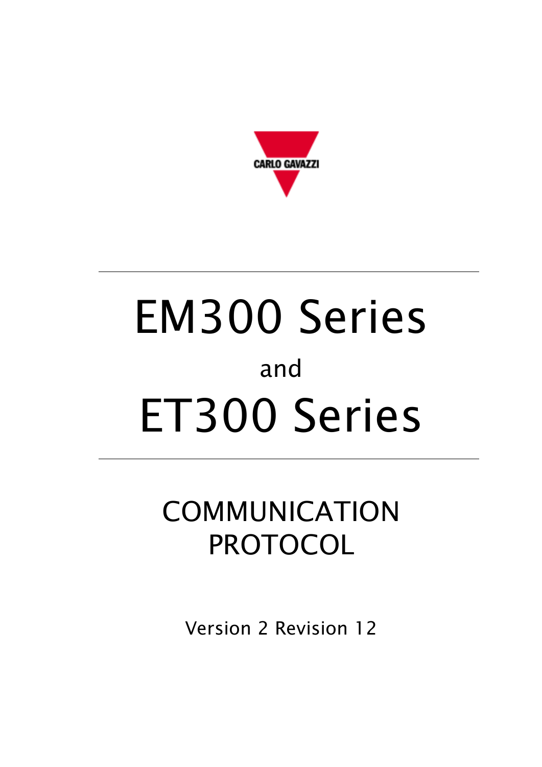CARLO GAVAZZI

# EM300 Series

and

# ET300 Series

## COMMUNICATION PROTOCOL

Version 2 Revision 12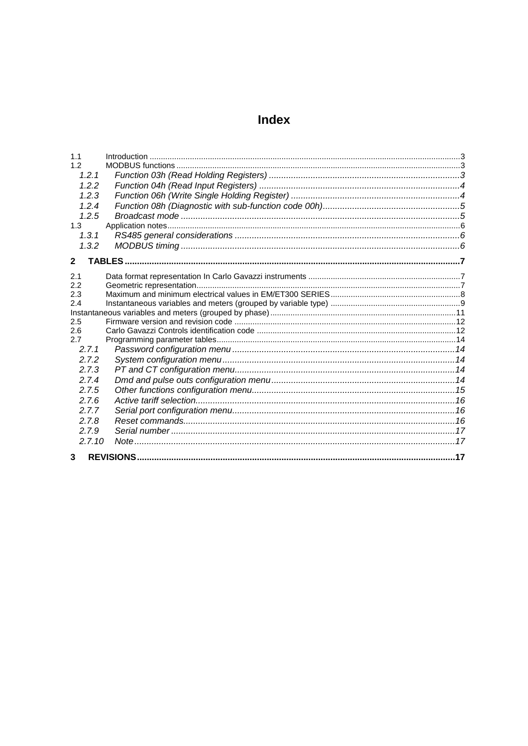# Index

1.1 Introduction ....................................................................................................3
1.2 MODBUS functions ...........................................................................................3
  *1.2.1 Function 03h (Read Holding Registers) .....................................................3*
  *1.2.2 Function 04h (Read Input Registers) .........................................................4*
  *1.2.3 Function 06h (Write Single Holding Register) ............................................4*
  *1.2.4 Function 08h (Diagnostic with sub-function code 00h)................................5*
  *1.2.5 Broadcast mode ..........................................................................................5*
1.3 Application notes...............................................................................................6
  *1.3.1 RS485 general considerations ...................................................................6*
  *1.3.2 MODBUS timing ..........................................................................................6*

**2 TABLES ......................................................................................................7**

2.1 Data format representation In Carlo Gavazzi instruments ................................7
2.2 Geometric representation..................................................................................7
2.3 Maximum and minimum electrical values in EM/ET300 SERIES.......................8
2.4 Instantaneous variables and meters (grouped by variable type) .......................9
Instantaneous variables and meters (grouped by phase)......................................11
2.5 Firmware version and revision code ...............................................................12
2.6 Carlo Gavazzi Controls identification code .....................................................12
2.7 Programming parameter tables.......................................................................14
  *2.7.1 Password configuration menu ..................................................................14*
  *2.7.2 System configuration menu......................................................................14*
  *2.7.3 PT and CT configuration menu.................................................................14*
  *2.7.4 Dmd and pulse outs configuration menu...................................................14*
  *2.7.5 Other functions configuration menu..........................................................15*
  *2.7.6 Active tariff selection.................................................................................16*
  *2.7.7 Serial port configuration menu..................................................................16*
  *2.7.8 Reset commands.......................................................................................16*
  *2.7.9 Serial number ............................................................................................17*
  *2.7.10 Note...........................................................................................................17*

**3 REVISIONS ................................................................................................17**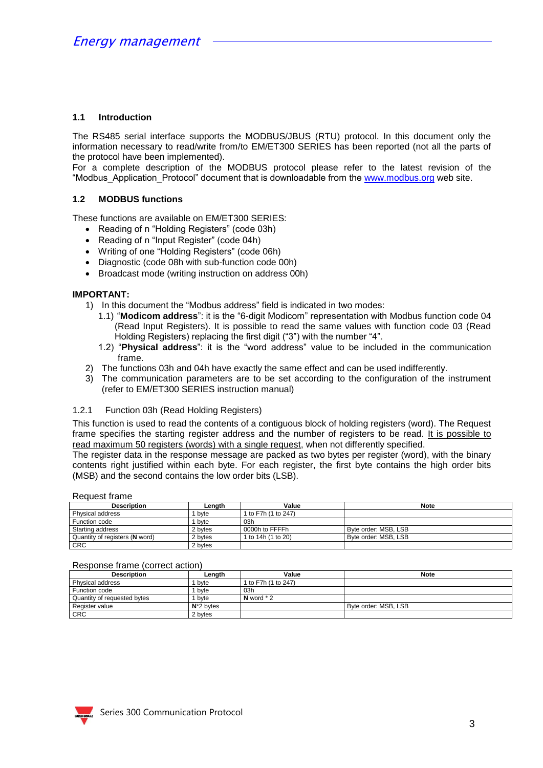### 1.1 Introduction

The RS485 serial interface supports the MODBUS/JBUS (RTU) protocol. In this document only the information necessary to read/write from/to EM/ET300 SERIES has been reported (not all the parts of the protocol have been implemented).
For a complete description of the MODBUS protocol please refer to the latest revision of the "Modbus_Application_Protocol" document that is downloadable from the www.modbus.org web site.

### 1.2 MODBUS functions

These functions are available on EM/ET300 SERIES:

- Reading of n "Holding Registers" (code 03h)
- Reading of n "Input Register" (code 04h)
- Writing of one "Holding Registers" (code 06h)
- Diagnostic (code 08h with sub-function code 00h)
- Broadcast mode (writing instruction on address 00h)

**IMPORTANT:**

1) In this document the "Modbus address" field is indicated in two modes:
   1.1) "**Modicom address**": it is the "6-digit Modicom" representation with Modbus function code 04 (Read Input Registers). It is possible to read the same values with function code 03 (Read Holding Registers) replacing the first digit ("3") with the number "4".
   1.2) "**Physical address**": it is the "word address" value to be included in the communication frame.
2) The functions 03h and 04h have exactly the same effect and can be used indifferently.
3) The communication parameters are to be set according to the configuration of the instrument (refer to EM/ET300 SERIES instruction manual)

#### 1.2.1 Function 03h (Read Holding Registers)

This function is used to read the contents of a contiguous block of holding registers (word). The Request frame specifies the starting register address and the number of registers to be read. It is possible to read maximum 50 registers (words) with a single request, when not differently specified.
The register data in the response message are packed as two bytes per register (word), with the binary contents right justified within each byte. For each register, the first byte contains the high order bits (MSB) and the second contains the low order bits (LSB).

Request frame

| Description | Length | Value | Note |
|---|---|---|---|
| Physical address | 1 byte | 1 to F7h (1 to 247) | |
| Function code | 1 byte | 03h | |
| Starting address | 2 bytes | 0000h to FFFFh | Byte order: MSB, LSB |
| Quantity of registers (**N** word) | 2 bytes | 1 to 14h (1 to 20) | Byte order: MSB, LSB |
| CRC | 2 bytes | | |

Response frame (correct action)

| Description | Length | Value | Note |
|---|---|---|---|
| Physical address | 1 byte | 1 to F7h (1 to 247) | |
| Function code | 1 byte | 03h | |
| Quantity of requested bytes | 1 byte | **N** word * 2 | |
| Register value | **N***2 bytes | | Byte order: MSB, LSB |
| CRC | 2 bytes | | |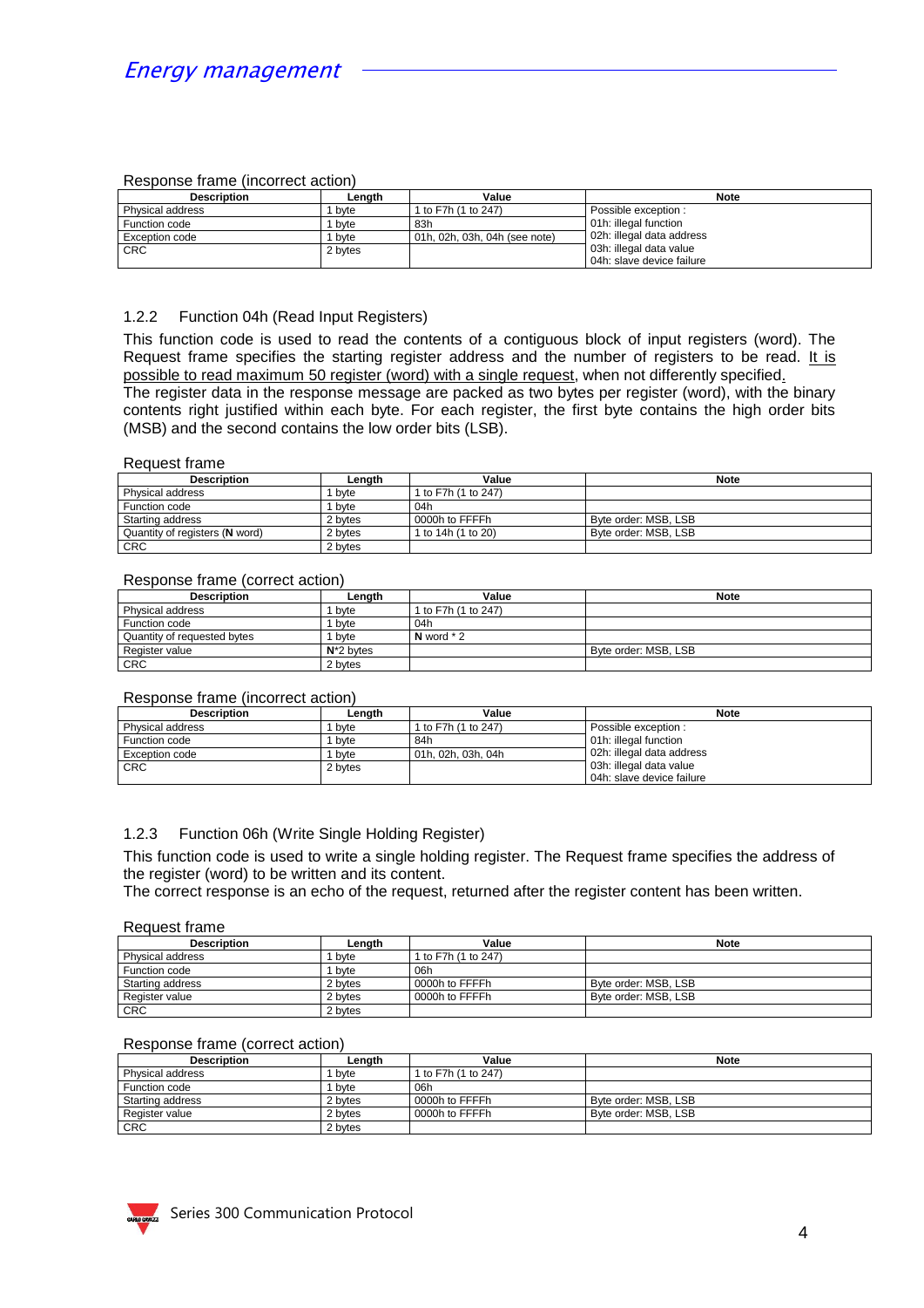Response frame (incorrect action)

| Description | Length | Value | Note |
|---|---|---|---|
| Physical address | 1 byte | 1 to F7h (1 to 247) | Possible exception :<br>01h: illegal function<br>02h: illegal data address<br>03h: illegal data value<br>04h: slave device failure |
| Function code | 1 byte | 83h | |
| Exception code | 1 byte | 01h, 02h, 03h, 04h (see note) | |
| CRC | 2 bytes | | |

### 1.2.2 Function 04h (Read Input Registers)

This function code is used to read the contents of a contiguous block of input registers (word). The Request frame specifies the starting register address and the number of registers to be read. <u>It is possible to read maximum 50 register (word) with a single request</u>, when not differently specified.
The register data in the response message are packed as two bytes per register (word), with the binary contents right justified within each byte. For each register, the first byte contains the high order bits (MSB) and the second contains the low order bits (LSB).

Request frame

| Description | Length | Value | Note |
|---|---|---|---|
| Physical address | 1 byte | 1 to F7h (1 to 247) | |
| Function code | 1 byte | 04h | |
| Starting address | 2 bytes | 0000h to FFFFh | Byte order: MSB, LSB |
| Quantity of registers (**N** word) | 2 bytes | 1 to 14h (1 to 20) | Byte order: MSB, LSB |
| CRC | 2 bytes | | |

Response frame (correct action)

| Description | Length | Value | Note |
|---|---|---|---|
| Physical address | 1 byte | 1 to F7h (1 to 247) | |
| Function code | 1 byte | 04h | |
| Quantity of requested bytes | 1 byte | **N** word * 2 | |
| Register value | **N***2 bytes | | Byte order: MSB, LSB |
| CRC | 2 bytes | | |

Response frame (incorrect action)

| Description | Length | Value | Note |
|---|---|---|---|
| Physical address | 1 byte | 1 to F7h (1 to 247) | Possible exception :<br>01h: illegal function<br>02h: illegal data address<br>03h: illegal data value<br>04h: slave device failure |
| Function code | 1 byte | 84h | |
| Exception code | 1 byte | 01h, 02h, 03h, 04h | |
| CRC | 2 bytes | | |

### 1.2.3 Function 06h (Write Single Holding Register)

This function code is used to write a single holding register. The Request frame specifies the address of the register (word) to be written and its content.
The correct response is an echo of the request, returned after the register content has been written.

Request frame

| Description | Length | Value | Note |
|---|---|---|---|
| Physical address | 1 byte | 1 to F7h (1 to 247) | |
| Function code | 1 byte | 06h | |
| Starting address | 2 bytes | 0000h to FFFFh | Byte order: MSB, LSB |
| Register value | 2 bytes | 0000h to FFFFh | Byte order: MSB, LSB |
| CRC | 2 bytes | | |

Response frame (correct action)

| Description | Length | Value | Note |
|---|---|---|---|
| Physical address | 1 byte | 1 to F7h (1 to 247) | |
| Function code | 1 byte | 06h | |
| Starting address | 2 bytes | 0000h to FFFFh | Byte order: MSB, LSB |
| Register value | 2 bytes | 0000h to FFFFh | Byte order: MSB, LSB |
| CRC | 2 bytes | | |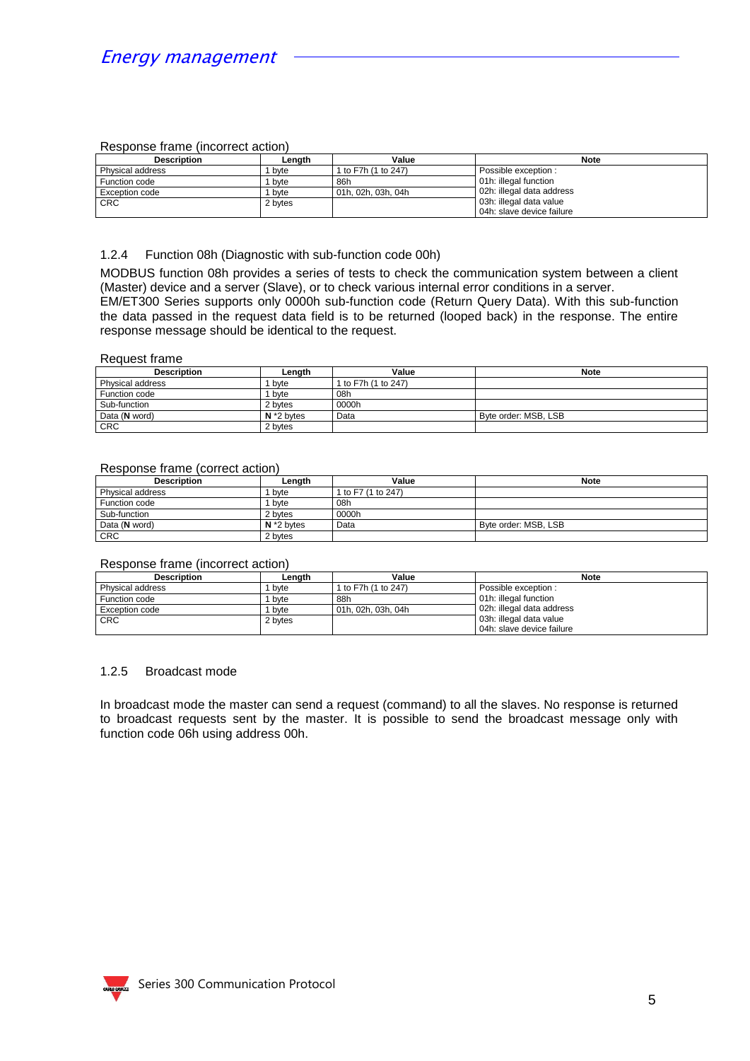Response frame (incorrect action)

| Description | Length | Value | Note |
|---|---|---|---|
| Physical address | 1 byte | 1 to F7h (1 to 247) | Possible exception : 01h: illegal function 02h: illegal data address 03h: illegal data value 04h: slave device failure |
| Function code | 1 byte | 86h | |
| Exception code | 1 byte | 01h, 02h, 03h, 04h | |
| CRC | 2 bytes | | |

### 1.2.4 Function 08h (Diagnostic with sub-function code 00h)

MODBUS function 08h provides a series of tests to check the communication system between a client (Master) device and a server (Slave), or to check various internal error conditions in a server.
EM/ET300 Series supports only 0000h sub-function code (Return Query Data). With this sub-function the data passed in the request data field is to be returned (looped back) in the response. The entire response message should be identical to the request.

Request frame

| Description | Length | Value | Note |
|---|---|---|---|
| Physical address | 1 byte | 1 to F7h (1 to 247) | |
| Function code | 1 byte | 08h | |
| Sub-function | 2 bytes | 0000h | |
| Data (**N** word) | **N** *2 bytes | Data | Byte order: MSB, LSB |
| CRC | 2 bytes | | |

Response frame (correct action)

| Description | Length | Value | Note |
|---|---|---|---|
| Physical address | 1 byte | 1 to F7 (1 to 247) | |
| Function code | 1 byte | 08h | |
| Sub-function | 2 bytes | 0000h | |
| Data (**N** word) | **N** *2 bytes | Data | Byte order: MSB, LSB |
| CRC | 2 bytes | | |

Response frame (incorrect action)

| Description | Length | Value | Note |
|---|---|---|---|
| Physical address | 1 byte | 1 to F7h (1 to 247) | Possible exception : 01h: illegal function 02h: illegal data address 03h: illegal data value 04h: slave device failure |
| Function code | 1 byte | 88h | |
| Exception code | 1 byte | 01h, 02h, 03h, 04h | |
| CRC | 2 bytes | | |

### 1.2.5 Broadcast mode

In broadcast mode the master can send a request (command) to all the slaves. No response is returned to broadcast requests sent by the master. It is possible to send the broadcast message only with function code 06h using address 00h.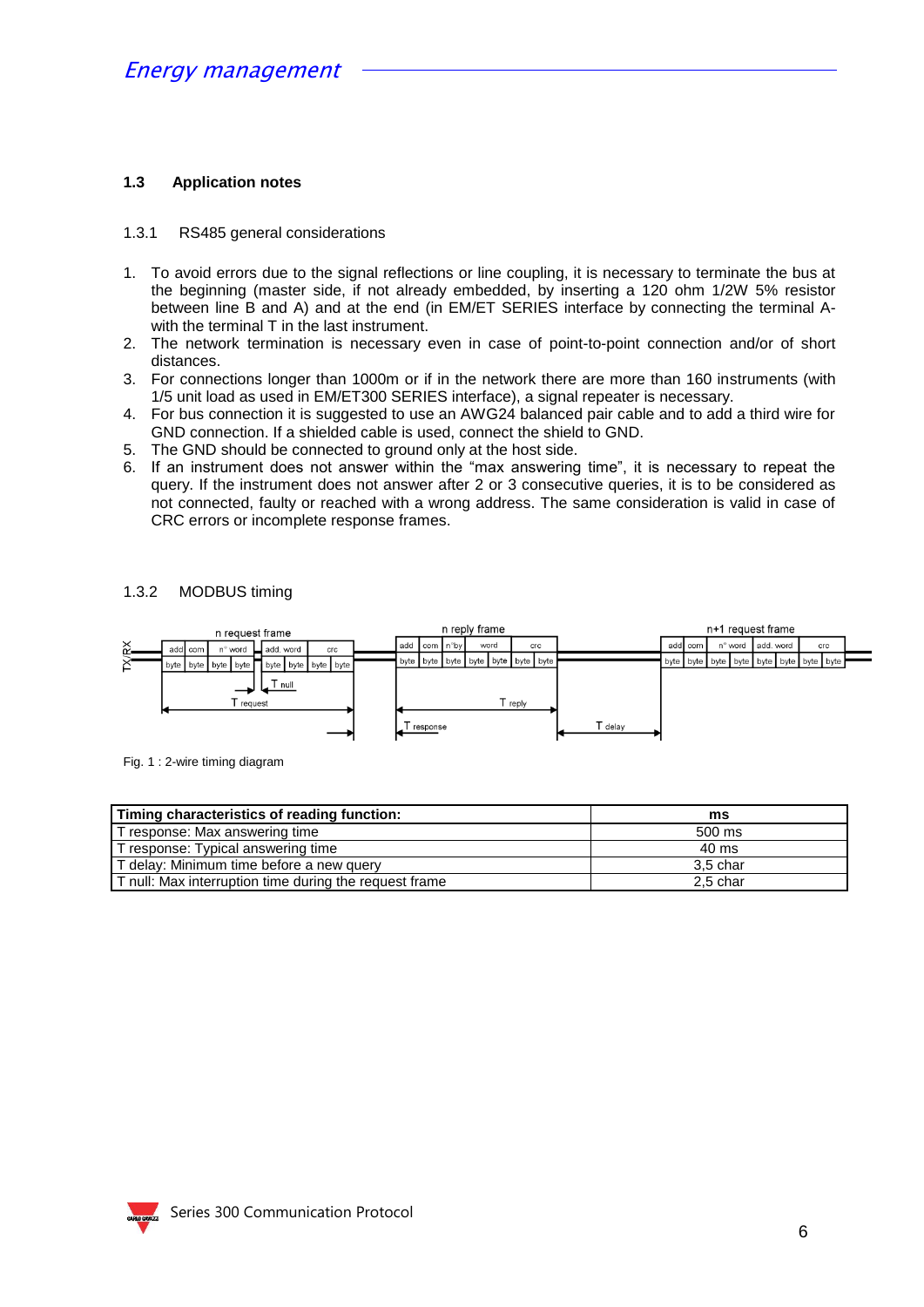### 1.3 Application notes

#### 1.3.1 RS485 general considerations

1. To avoid errors due to the signal reflections or line coupling, it is necessary to terminate the bus at the beginning (master side, if not already embedded, by inserting a 120 ohm 1/2W 5% resistor between line B and A) and at the end (in EM/ET SERIES interface by connecting the terminal A- with the terminal T in the last instrument.
2. The network termination is necessary even in case of point-to-point connection and/or of short distances.
3. For connections longer than 1000m or if in the network there are more than 160 instruments (with 1/5 unit load as used in EM/ET300 SERIES interface), a signal repeater is necessary.
4. For bus connection it is suggested to use an AWG24 balanced pair cable and to add a third wire for GND connection. If a shielded cable is used, connect the shield to GND.
5. The GND should be connected to ground only at the host side.
6. If an instrument does not answer within the "max answering time", it is necessary to repeat the query. If the instrument does not answer after 2 or 3 consecutive queries, it is to be considered as not connected, faulty or reached with a wrong address. The same consideration is valid in case of CRC errors or incomplete response frames.

#### 1.3.2 MODBUS timing

Fig. 1 : 2-wire timing diagram

| Timing characteristics of reading function: | ms |
|---|---|
| T response: Max answering time | 500 ms |
| T response: Typical answering time | 40 ms |
| T delay: Minimum time before a new query | 3,5 char |
| T null: Max interruption time during the request frame | 2,5 char |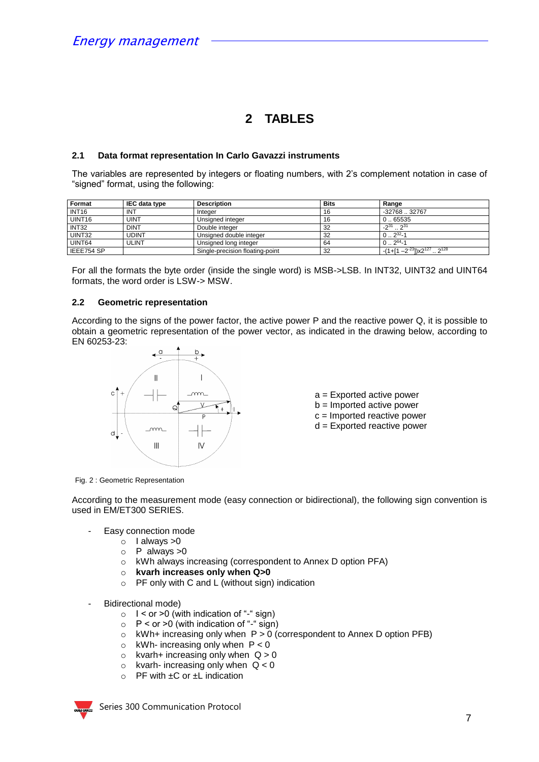# 2 TABLES

## 2.1 Data format representation In Carlo Gavazzi instruments

The variables are represented by integers or floating numbers, with 2's complement notation in case of "signed" format, using the following:

| Format | IEC data type | Description | Bits | Range |
|---|---|---|---|---|
| INT16 | INT | Integer | 16 | -32768 .. 32767 |
| UINT16 | UINT | Unsigned integer | 16 | 0 .. 65535 |
| INT32 | DINT | Double integer | 32 | $-2^{31}$ .. $2^{31}$ |
| UINT32 | UDINT | Unsigned double integer | 32 | 0 .. $2^{32}$-1 |
| UINT64 | ULINT | Unsigned long integer | 64 | 0 .. $2^{64}$-1 |
| IEEE754 SP | | Single-precision floating-point | 32 | $-(1+[1-2^{-23}])x2^{127}$ .. $2^{128}$ |

For all the formats the byte order (inside the single word) is MSB->LSB. In INT32, UINT32 and UINT64 formats, the word order is LSW-> MSW.

## 2.2 Geometric representation

According to the signs of the power factor, the active power P and the reactive power Q, it is possible to obtain a geometric representation of the power vector, as indicated in the drawing below, according to EN 60253-23:

a = Exported active power
b = Imported active power
c = Imported reactive power
d = Exported reactive power

Fig. 2 : Geometric Representation

According to the measurement mode (easy connection or bidirectional), the following sign convention is used in EM/ET300 SERIES.

- Easy connection mode
  - I always >0
  - P always >0
  - kWh always increasing (correspondent to Annex D option PFA)
  - **kvarh increases only when Q>0**
  - PF only with C and L (without sign) indication

- Bidirectional mode)
  - I < or >0 (with indication of "-" sign)
  - P < or >0 (with indication of "-" sign)
  - kWh+ increasing only when P > 0 (correspondent to Annex D option PFB)
  - kWh- increasing only when P < 0
  - kvarh+ increasing only when Q > 0
  - kvarh- increasing only when Q < 0
  - PF with ±C or ±L indication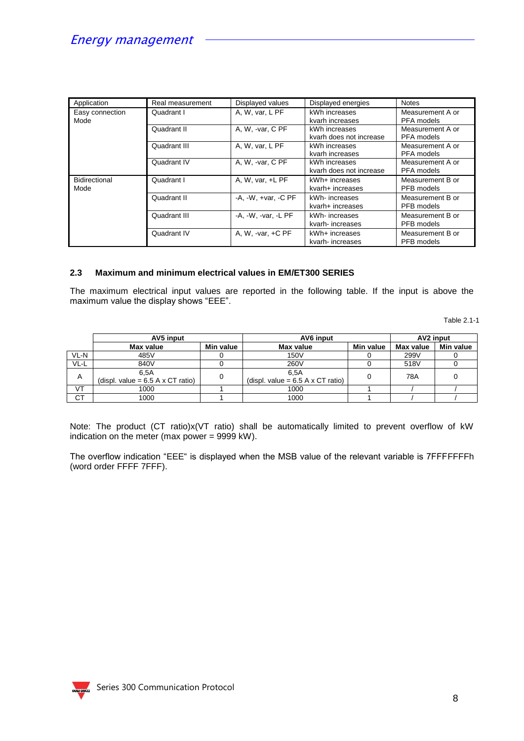| Application | Real measurement | Displayed values | Displayed energies | Notes |
|---|---|---|---|---|
| Easy connection Mode | Quadrant I | A, W, var, L PF | kWh increases<br>kvarh increases | Measurement A or PFA models |
| | Quadrant II | A, W, -var, C PF | kWh increases<br>kvarh does not increase | Measurement A or PFA models |
| | Quadrant III | A, W, var, L PF | kWh increases<br>kvarh increases | Measurement A or PFA models |
| | Quadrant IV | A, W, -var, C PF | kWh increases<br>kvarh does not increase | Measurement A or PFA models |
| Bidirectional Mode | Quadrant I | A, W, var, +L PF | kWh+ increases<br>kvarh+ increases | Measurement B or PFB models |
| | Quadrant II | -A, -W, +var, -C PF | kWh- increases<br>kvarh+ increases | Measurement B or PFB models |
| | Quadrant III | -A, -W, -var, -L PF | kWh- increases<br>kvarh- increases | Measurement B or PFB models |
| | Quadrant IV | A, W, -var, +C PF | kWh+ increases<br>kvarh- increases | Measurement B or PFB models |

### 2.3 Maximum and minimum electrical values in EM/ET300 SERIES

The maximum electrical input values are reported in the following table. If the input is above the maximum value the display shows “EEE”.

Table 2.1-1

| | AV5 input | | AV6 input | | AV2 input | |
|---|---|---|---|---|---|---|
| | **Max value** | **Min value** | **Max value** | **Min value** | **Max value** | **Min value** |
| VL-N | 485V | 0 | 150V | 0 | 299V | 0 |
| VL-L | 840V | 0 | 260V | 0 | 518V | 0 |
| A | 6,5A<br>(displ. value = 6.5 A x CT ratio) | 0 | 6,5A<br>(displ. value = 6.5 A x CT ratio) | 0 | 78A | 0 |
| VT | 1000 | 1 | 1000 | 1 | / | / |
| CT | 1000 | 1 | 1000 | 1 | / | / |

Note: The product (CT ratio)x(VT ratio) shall be automatically limited to prevent overflow of kW indication on the meter (max power = 9999 kW).

The overflow indication “EEE“ is displayed when the MSB value of the relevant variable is 7FFFFFFFh (word order FFFF 7FFF).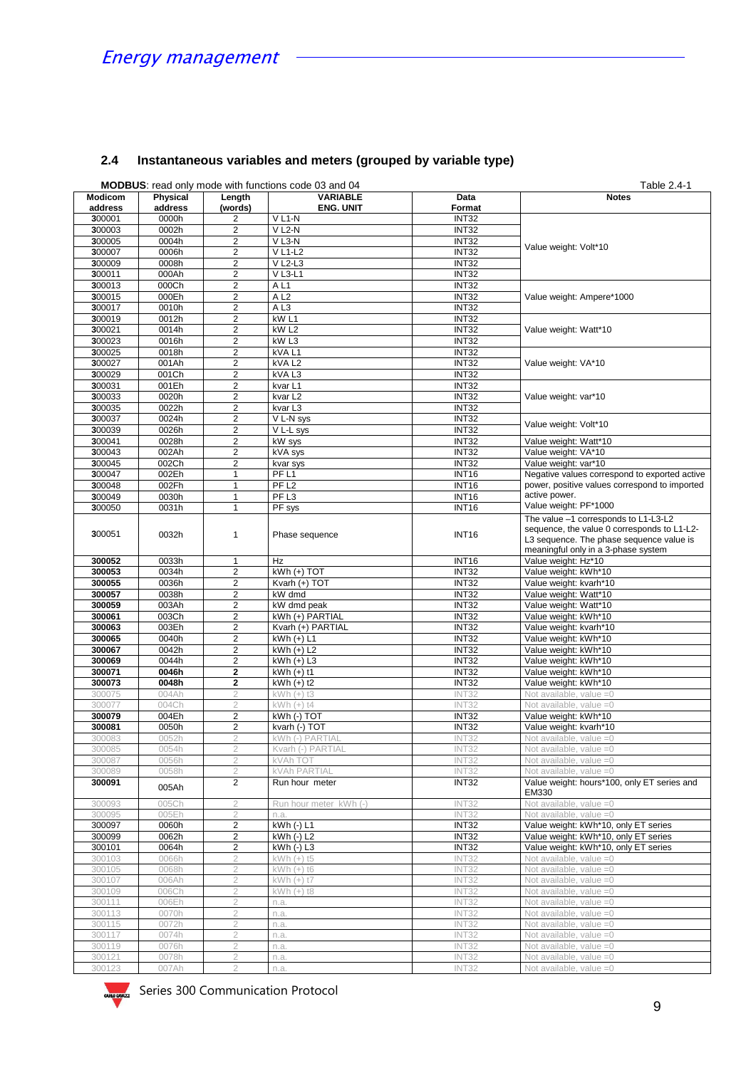## 2.4 Instantaneous variables and meters (grouped by variable type)

**MODBUS**: read only mode with functions code 03 and 04

Table 2.4-1

| Modicom address | Physical address | Length (words) | VARIABLE ENG. UNIT | Data Format | Notes |
|---|---|---|---|---|---|
| 300001 | 0000h | 2 | V L1-N | INT32 | Value weight: Volt*10 |
| 300003 | 0002h | 2 | V L2-N | INT32 | |
| 300005 | 0004h | 2 | V L3-N | INT32 | |
| 300007 | 0006h | 2 | V L1-L2 | INT32 | |
| 300009 | 0008h | 2 | V L2-L3 | INT32 | |
| 300011 | 000Ah | 2 | V L3-L1 | INT32 | |
| 300013 | 000Ch | 2 | A L1 | INT32 | Value weight: Ampere*1000 |
| 300015 | 000Eh | 2 | A L2 | INT32 | |
| 300017 | 0010h | 2 | A L3 | INT32 | |
| 300019 | 0012h | 2 | kW L1 | INT32 | Value weight: Watt*10 |
| 300021 | 0014h | 2 | kW L2 | INT32 | |
| 300023 | 0016h | 2 | kW L3 | INT32 | |
| 300025 | 0018h | 2 | kVA L1 | INT32 | Value weight: VA*10 |
| 300027 | 001Ah | 2 | kVA L2 | INT32 | |
| 300029 | 001Ch | 2 | kVA L3 | INT32 | |
| 300031 | 001Eh | 2 | kvar L1 | INT32 | Value weight: var*10 |
| 300033 | 0020h | 2 | kvar L2 | INT32 | |
| 300035 | 0022h | 2 | kvar L3 | INT32 | |
| 300037 | 0024h | 2 | V L-N sys | INT32 | Value weight: Volt*10 |
| 300039 | 0026h | 2 | V L-L sys | INT32 | |
| 300041 | 0028h | 2 | kW sys | INT32 | Value weight: Watt*10 |
| 300043 | 002Ah | 2 | kVA sys | INT32 | Value weight: VA*10 |
| 300045 | 002Ch | 2 | kvar sys | INT32 | Value weight: var*10 |
| 300047 | 002Eh | 1 | PF L1 | INT16 | Negative values correspond to exported active power, positive values correspond to imported active power. Value weight: PF*1000 |
| 300048 | 002Fh | 1 | PF L2 | INT16 | |
| 300049 | 0030h | 1 | PF L3 | INT16 | |
| 300050 | 0031h | 1 | PF sys | INT16 | |
| 300051 | 0032h | 1 | Phase sequence | INT16 | The value –1 corresponds to L1-L3-L2 sequence, the value 0 corresponds to L1-L2-L3 sequence. The phase sequence value is meaningful only in a 3-phase system |
| 300052 | 0033h | 1 | Hz | INT16 | Value weight: Hz*10 |
| 300053 | 0034h | 2 | kWh (+) TOT | INT32 | Value weight: kWh*10 |
| 300055 | 0036h | 2 | Kvarh (+) TOT | INT32 | Value weight: kvarh*10 |
| 300057 | 0038h | 2 | kW dmd | INT32 | Value weight: Watt*10 |
| 300059 | 003Ah | 2 | kW dmd peak | INT32 | Value weight: Watt*10 |
| 300061 | 003Ch | 2 | kWh (+) PARTIAL | INT32 | Value weight: kWh*10 |
| 300063 | 003Eh | 2 | Kvarh (+) PARTIAL | INT32 | Value weight: kvarh*10 |
| 300065 | 0040h | 2 | kWh (+) L1 | INT32 | Value weight: kWh*10 |
| 300067 | 0042h | 2 | kWh (+) L2 | INT32 | Value weight: kWh*10 |
| 300069 | 0044h | 2 | kWh (+) L3 | INT32 | Value weight: kWh*10 |
| 300071 | 0046h | 2 | kWh (+) t1 | INT32 | Value weight: kWh*10 |
| 300073 | 0048h | 2 | kWh (+) t2 | INT32 | Value weight: kWh*10 |
| 300075 | 004Ah | 2 | kWh (+) t3 | INT32 | Not available, value =0 |
| 300077 | 004Ch | 2 | kWh (+) t4 | INT32 | Not available, value =0 |
| 300079 | 004Eh | 2 | kWh (-) TOT | INT32 | Value weight: kWh*10 |
| 300081 | 0050h | 2 | kvarh (-) TOT | INT32 | Value weight: kvarh*10 |
| 300083 | 0052h | 2 | kWh (-) PARTIAL | INT32 | Not available, value =0 |
| 300085 | 0054h | 2 | Kvarh (-) PARTIAL | INT32 | Not available, value =0 |
| 300087 | 0056h | 2 | kVAh TOT | INT32 | Not available, value =0 |
| 300089 | 0058h | 2 | kVAh PARTIAL | INT32 | Not available, value =0 |
| 300091 | 005Ah | 2 | Run hour meter | INT32 | Value weight: hours*100, only ET series and EM330 |
| 300093 | 005Ch | 2 | Run hour meter kWh (-) | INT32 | Not available, value =0 |
| 300095 | 005Eh | 2 | n.a. | INT32 | Not available, value =0 |
| 300097 | 0060h | 2 | kWh (-) L1 | INT32 | Value weight: kWh*10, only ET series |
| 300099 | 0062h | 2 | kWh (-) L2 | INT32 | Value weight: kWh*10, only ET series |
| 300101 | 0064h | 2 | kWh (-) L3 | INT32 | Value weight: kWh*10, only ET series |
| 300103 | 0066h | 2 | kWh (+) t5 | INT32 | Not available, value =0 |
| 300105 | 0068h | 2 | kWh (+) t6 | INT32 | Not available, value =0 |
| 300107 | 006Ah | 2 | kWh (+) t7 | INT32 | Not available, value =0 |
| 300109 | 006Ch | 2 | kWh (+) t8 | INT32 | Not available, value =0 |
| 300111 | 006Eh | 2 | n.a. | INT32 | Not available, value =0 |
| 300113 | 0070h | 2 | n.a. | INT32 | Not available, value =0 |
| 300115 | 0072h | 2 | n.a. | INT32 | Not available, value =0 |
| 300117 | 0074h | 2 | n.a. | INT32 | Not available, value =0 |
| 300119 | 0076h | 2 | n.a. | INT32 | Not available, value =0 |
| 300121 | 0078h | 2 | n.a. | INT32 | Not available, value =0 |
| 300123 | 007Ah | 2 | n.a. | INT32 | Not available, value =0 |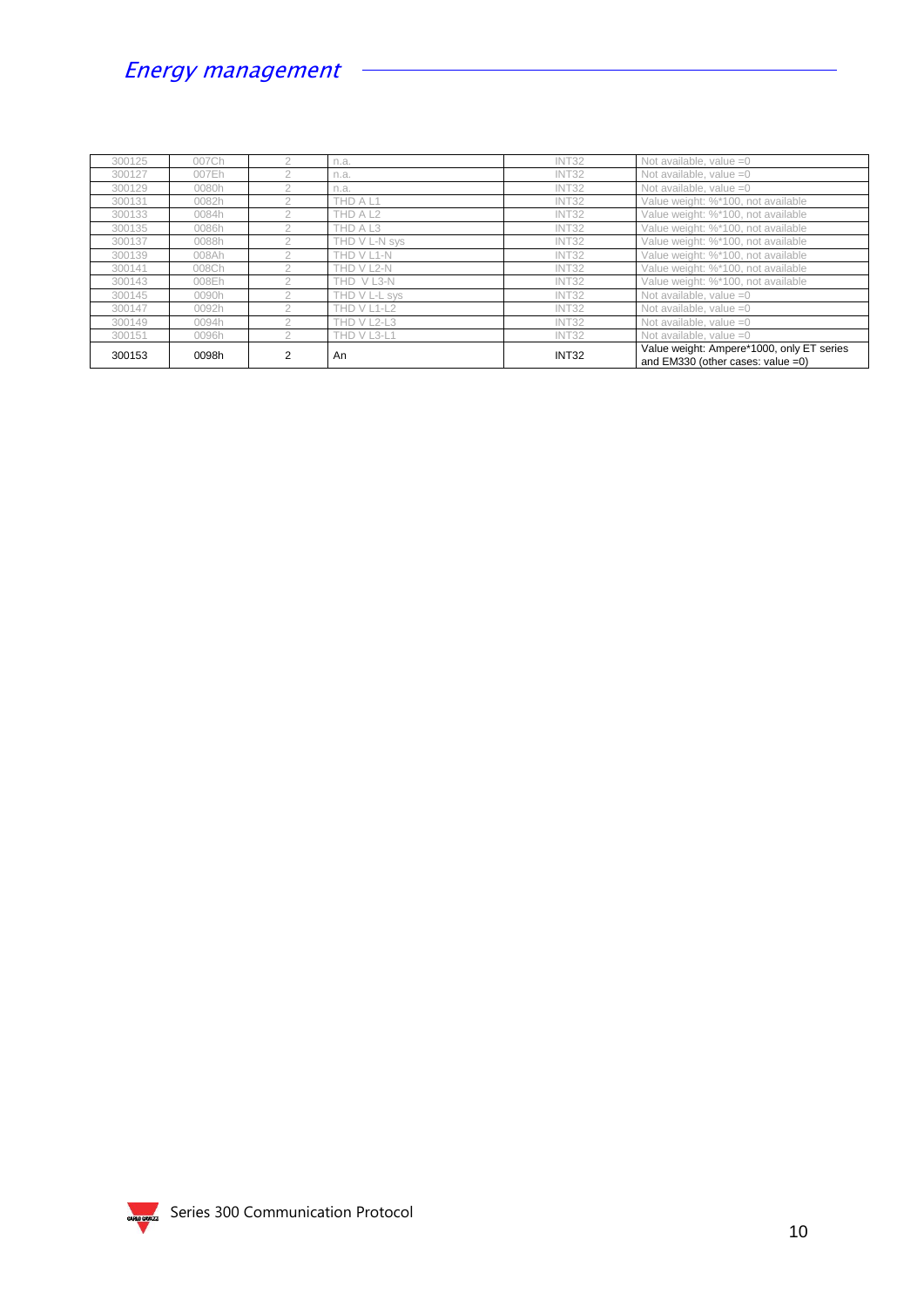| 300125 | 007Ch | 2 | n.a. | INT32 | Not available, value =0 |
|---|---|---|---|---|---|
| 300127 | 007Eh | 2 | n.a. | INT32 | Not available, value =0 |
| 300129 | 0080h | 2 | n.a. | INT32 | Not available, value =0 |
| 300131 | 0082h | 2 | THD A L1 | INT32 | Value weight: %*100, not available |
| 300133 | 0084h | 2 | THD A L2 | INT32 | Value weight: %*100, not available |
| 300135 | 0086h | 2 | THD A L3 | INT32 | Value weight: %*100, not available |
| 300137 | 0088h | 2 | THD V L-N sys | INT32 | Value weight: %*100, not available |
| 300139 | 008Ah | 2 | THD V L1-N | INT32 | Value weight: %*100, not available |
| 300141 | 008Ch | 2 | THD V L2-N | INT32 | Value weight: %*100, not available |
| 300143 | 008Eh | 2 | THD V L3-N | INT32 | Value weight: %*100, not available |
| 300145 | 0090h | 2 | THD V L-L sys | INT32 | Not available, value =0 |
| 300147 | 0092h | 2 | THD V L1-L2 | INT32 | Not available, value =0 |
| 300149 | 0094h | 2 | THD V L2-L3 | INT32 | Not available, value =0 |
| 300151 | 0096h | 2 | THD V L3-L1 | INT32 | Not available, value =0 |
| 300153 | 0098h | 2 | An | INT32 | Value weight: Ampere*1000, only ET series and EM330 (other cases: value =0) |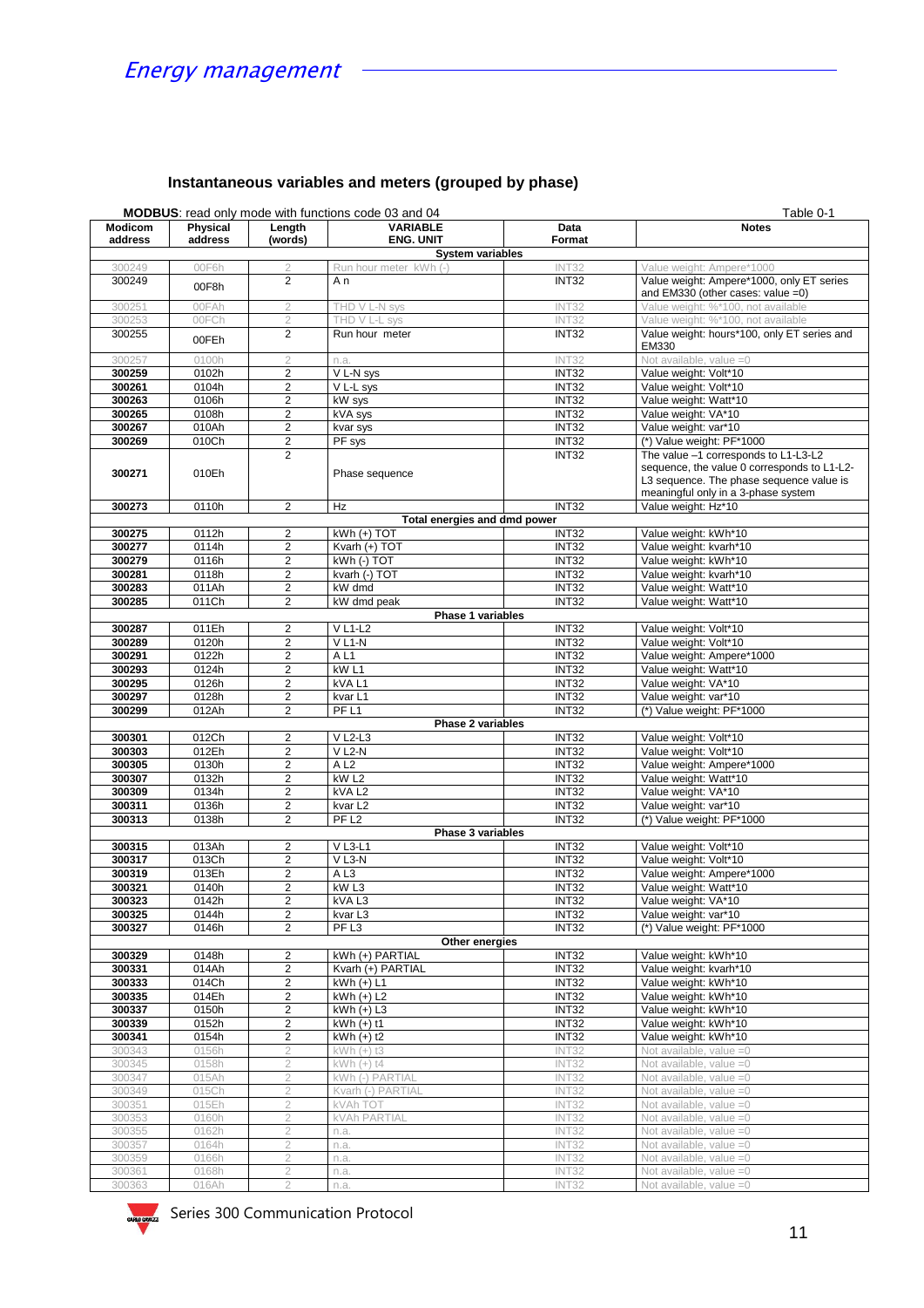# Energy management

### Instantaneous variables and meters (grouped by phase)

**MODBUS**: read only mode with functions code 03 and 04 — Table 0-1

| Modicom address | Physical address | Length (words) | VARIABLE ENG. UNIT | Data Format | Notes |
|---|---|---|---|---|---|
| | | | **System variables** | | |
| 300249 | 00F6h | 2 | Run hour meter kWh (-) | INT32 | Value weight: Ampere*1000 |
| 300249 | 00F8h | 2 | A n | INT32 | Value weight: Ampere*1000, only ET series and EM330 (other cases: value =0) |
| 300251 | 00FAh | 2 | THD V L-N sys | INT32 | Value weight: %*100, not available |
| 300253 | 00FCh | 2 | THD V L-L sys | INT32 | Value weight: %*100, not available |
| 300255 | 00FEh | 2 | Run hour meter | INT32 | Value weight: hours*100, only ET series and EM330 |
| 300257 | 0100h | 2 | n.a. | INT32 | Not available, value =0 |
| **300259** | 0102h | 2 | V L-N sys | INT32 | Value weight: Volt*10 |
| **300261** | 0104h | 2 | V L-L sys | INT32 | Value weight: Volt*10 |
| **300263** | 0106h | 2 | kW sys | INT32 | Value weight: Watt*10 |
| **300265** | 0108h | 2 | kVA sys | INT32 | Value weight: VA*10 |
| **300267** | 010Ah | 2 | kvar sys | INT32 | Value weight: var*10 |
| **300269** | 010Ch | 2 | PF sys | INT32 | (*) Value weight: PF*1000 |
| **300271** | 010Eh | 2 | Phase sequence | INT32 | The value –1 corresponds to L1-L3-L2 sequence, the value 0 corresponds to L1-L2-L3 sequence. The phase sequence value is meaningful only in a 3-phase system |
| **300273** | 0110h | 2 | Hz | INT32 | Value weight: Hz*10 |
| | | | **Total energies and dmd power** | | |
| **300275** | 0112h | 2 | kWh (+) TOT | INT32 | Value weight: kWh*10 |
| **300277** | 0114h | 2 | Kvarh (+) TOT | INT32 | Value weight: kvarh*10 |
| **300279** | 0116h | 2 | kWh (-) TOT | INT32 | Value weight: kWh*10 |
| **300281** | 0118h | 2 | kvarh (-) TOT | INT32 | Value weight: kvarh*10 |
| **300283** | 011Ah | 2 | kW dmd | INT32 | Value weight: Watt*10 |
| **300285** | 011Ch | 2 | kW dmd peak | INT32 | Value weight: Watt*10 |
| | | | **Phase 1 variables** | | |
| **300287** | 011Eh | 2 | V L1-L2 | INT32 | Value weight: Volt*10 |
| **300289** | 0120h | 2 | V L1-N | INT32 | Value weight: Volt*10 |
| **300291** | 0122h | 2 | A L1 | INT32 | Value weight: Ampere*1000 |
| **300293** | 0124h | 2 | kW L1 | INT32 | Value weight: Watt*10 |
| **300295** | 0126h | 2 | kVA L1 | INT32 | Value weight: VA*10 |
| **300297** | 0128h | 2 | kvar L1 | INT32 | Value weight: var*10 |
| **300299** | 012Ah | 2 | PF L1 | INT32 | (*) Value weight: PF*1000 |
| | | | **Phase 2 variables** | | |
| **300301** | 012Ch | 2 | V L2-L3 | INT32 | Value weight: Volt*10 |
| **300303** | 012Eh | 2 | V L2-N | INT32 | Value weight: Volt*10 |
| **300305** | 0130h | 2 | A L2 | INT32 | Value weight: Ampere*1000 |
| **300307** | 0132h | 2 | kW L2 | INT32 | Value weight: Watt*10 |
| **300309** | 0134h | 2 | kVA L2 | INT32 | Value weight: VA*10 |
| **300311** | 0136h | 2 | kvar L2 | INT32 | Value weight: var*10 |
| **300313** | 0138h | 2 | PF L2 | INT32 | (*) Value weight: PF*1000 |
| | | | **Phase 3 variables** | | |
| **300315** | 013Ah | 2 | V L3-L1 | INT32 | Value weight: Volt*10 |
| **300317** | 013Ch | 2 | V L3-N | INT32 | Value weight: Volt*10 |
| **300319** | 013Eh | 2 | A L3 | INT32 | Value weight: Ampere*1000 |
| **300321** | 0140h | 2 | kW L3 | INT32 | Value weight: Watt*10 |
| **300323** | 0142h | 2 | kVA L3 | INT32 | Value weight: VA*10 |
| **300325** | 0144h | 2 | kvar L3 | INT32 | Value weight: var*10 |
| **300327** | 0146h | 2 | PF L3 | INT32 | (*) Value weight: PF*1000 |
| | | | **Other energies** | | |
| **300329** | 0148h | 2 | kWh (+) PARTIAL | INT32 | Value weight: kWh*10 |
| **300331** | 014Ah | 2 | Kvarh (+) PARTIAL | INT32 | Value weight: kvarh*10 |
| **300333** | 014Ch | 2 | kWh (+) L1 | INT32 | Value weight: kWh*10 |
| **300335** | 014Eh | 2 | kWh (+) L2 | INT32 | Value weight: kWh*10 |
| **300337** | 0150h | 2 | kWh (+) L3 | INT32 | Value weight: kWh*10 |
| **300339** | 0152h | 2 | kWh (+) t1 | INT32 | Value weight: kWh*10 |
| **300341** | 0154h | 2 | kWh (+) t2 | INT32 | Value weight: kWh*10 |
| 300343 | 0156h | 2 | kWh (+) t3 | INT32 | Not available, value =0 |
| 300345 | 0158h | 2 | kWh (+) t4 | INT32 | Not available, value =0 |
| 300347 | 015Ah | 2 | kWh (-) PARTIAL | INT32 | Not available, value =0 |
| 300349 | 015Ch | 2 | Kvarh (-) PARTIAL | INT32 | Not available, value =0 |
| 300351 | 015Eh | 2 | kVAh TOT | INT32 | Not available, value =0 |
| 300353 | 0160h | 2 | kVAh PARTIAL | INT32 | Not available, value =0 |
| 300355 | 0162h | 2 | n.a. | INT32 | Not available, value =0 |
| 300357 | 0164h | 2 | n.a. | INT32 | Not available, value =0 |
| 300359 | 0166h | 2 | n.a. | INT32 | Not available, value =0 |
| 300361 | 0168h | 2 | n.a. | INT32 | Not available, value =0 |
| 300363 | 016Ah | 2 | n.a. | INT32 | Not available, value =0 |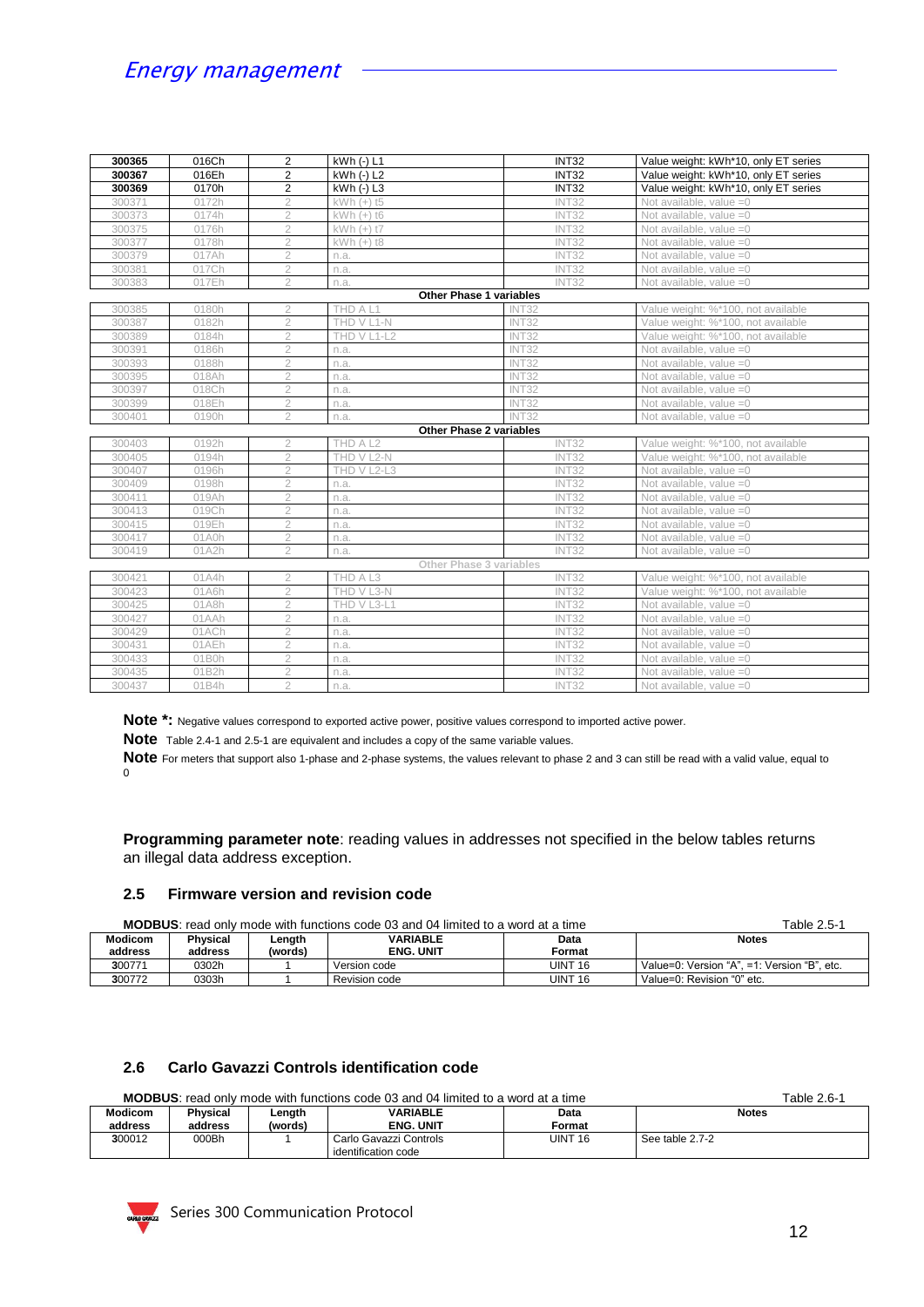| | | | | | |
|---|---|---|---|---|---|
| **300365** | 016Ch | 2 | kWh (-) L1 | INT32 | Value weight: kWh*10, only ET series |
| **300367** | 016Eh | 2 | kWh (-) L2 | INT32 | Value weight: kWh*10, only ET series |
| **300369** | 0170h | 2 | kWh (-) L3 | INT32 | Value weight: kWh*10, only ET series |
| 300371 | 0172h | 2 | kWh (+) t5 | INT32 | Not available, value =0 |
| 300373 | 0174h | 2 | kWh (+) t6 | INT32 | Not available, value =0 |
| 300375 | 0176h | 2 | kWh (+) t7 | INT32 | Not available, value =0 |
| 300377 | 0178h | 2 | kWh (+) t8 | INT32 | Not available, value =0 |
| 300379 | 017Ah | 2 | n.a. | INT32 | Not available, value =0 |
| 300381 | 017Ch | 2 | n.a. | INT32 | Not available, value =0 |
| 300383 | 017Eh | 2 | n.a. | INT32 | Not available, value =0 |
| | | | **Other Phase 1 variables** | | |
| 300385 | 0180h | 2 | THD A L1 | INT32 | Value weight: %*100, not available |
| 300387 | 0182h | 2 | THD V L1-N | INT32 | Value weight: %*100, not available |
| 300389 | 0184h | 2 | THD V L1-L2 | INT32 | Value weight: %*100, not available |
| 300391 | 0186h | 2 | n.a. | INT32 | Not available, value =0 |
| 300393 | 0188h | 2 | n.a. | INT32 | Not available, value =0 |
| 300395 | 018Ah | 2 | n.a. | INT32 | Not available, value =0 |
| 300397 | 018Ch | 2 | n.a. | INT32 | Not available, value =0 |
| 300399 | 018Eh | 2 | n.a. | INT32 | Not available, value =0 |
| 300401 | 0190h | 2 | n.a. | INT32 | Not available, value =0 |
| | | | **Other Phase 2 variables** | | |
| 300403 | 0192h | 2 | THD A L2 | INT32 | Value weight: %*100, not available |
| 300405 | 0194h | 2 | THD V L2-N | INT32 | Value weight: %*100, not available |
| 300407 | 0196h | 2 | THD V L2-L3 | INT32 | Not available, value =0 |
| 300409 | 0198h | 2 | n.a. | INT32 | Not available, value =0 |
| 300411 | 019Ah | 2 | n.a. | INT32 | Not available, value =0 |
| 300413 | 019Ch | 2 | n.a. | INT32 | Not available, value =0 |
| 300415 | 019Eh | 2 | n.a. | INT32 | Not available, value =0 |
| 300417 | 01A0h | 2 | n.a. | INT32 | Not available, value =0 |
| 300419 | 01A2h | 2 | n.a. | INT32 | Not available, value =0 |
| | | | Other Phase 3 variables | | |
| 300421 | 01A4h | 2 | THD A L3 | INT32 | Value weight: %*100, not available |
| 300423 | 01A6h | 2 | THD V L3-N | INT32 | Value weight: %*100, not available |
| 300425 | 01A8h | 2 | THD V L3-L1 | INT32 | Not available, value =0 |
| 300427 | 01AAh | 2 | n.a. | INT32 | Not available, value =0 |
| 300429 | 01ACh | 2 | n.a. | INT32 | Not available, value =0 |
| 300431 | 01AEh | 2 | n.a. | INT32 | Not available, value =0 |
| 300433 | 01B0h | 2 | n.a. | INT32 | Not available, value =0 |
| 300435 | 01B2h | 2 | n.a. | INT32 | Not available, value =0 |
| 300437 | 01B4h | 2 | n.a. | INT32 | Not available, value =0 |

**Note *:** Negative values correspond to exported active power, positive values correspond to imported active power.

**Note** Table 2.4-1 and 2.5-1 are equivalent and includes a copy of the same variable values.

**Note** For meters that support also 1-phase and 2-phase systems, the values relevant to phase 2 and 3 can still be read with a valid value, equal to 0

**Programming parameter note**: reading values in addresses not specified in the below tables returns an illegal data address exception.

## 2.5 Firmware version and revision code

**MODBUS**: read only mode with functions code 03 and 04 limited to a word at a time — Table 2.5-1

| Modicom address | Physical address | Length (words) | VARIABLE ENG. UNIT | Data Format | Notes |
|---|---|---|---|---|---|
| 300771 | 0302h | 1 | Version code | UINT 16 | Value=0: Version "A", =1: Version "B", etc. |
| 300772 | 0303h | 1 | Revision code | UINT 16 | Value=0: Revision "0" etc. |

## 2.6 Carlo Gavazzi Controls identification code

**MODBUS**: read only mode with functions code 03 and 04 limited to a word at a time — Table 2.6-1

| Modicom address | Physical address | Length (words) | VARIABLE ENG. UNIT | Data Format | Notes |
|---|---|---|---|---|---|
| 300012 | 000Bh | 1 | Carlo Gavazzi Controls identification code | UINT 16 | See table 2.7-2 |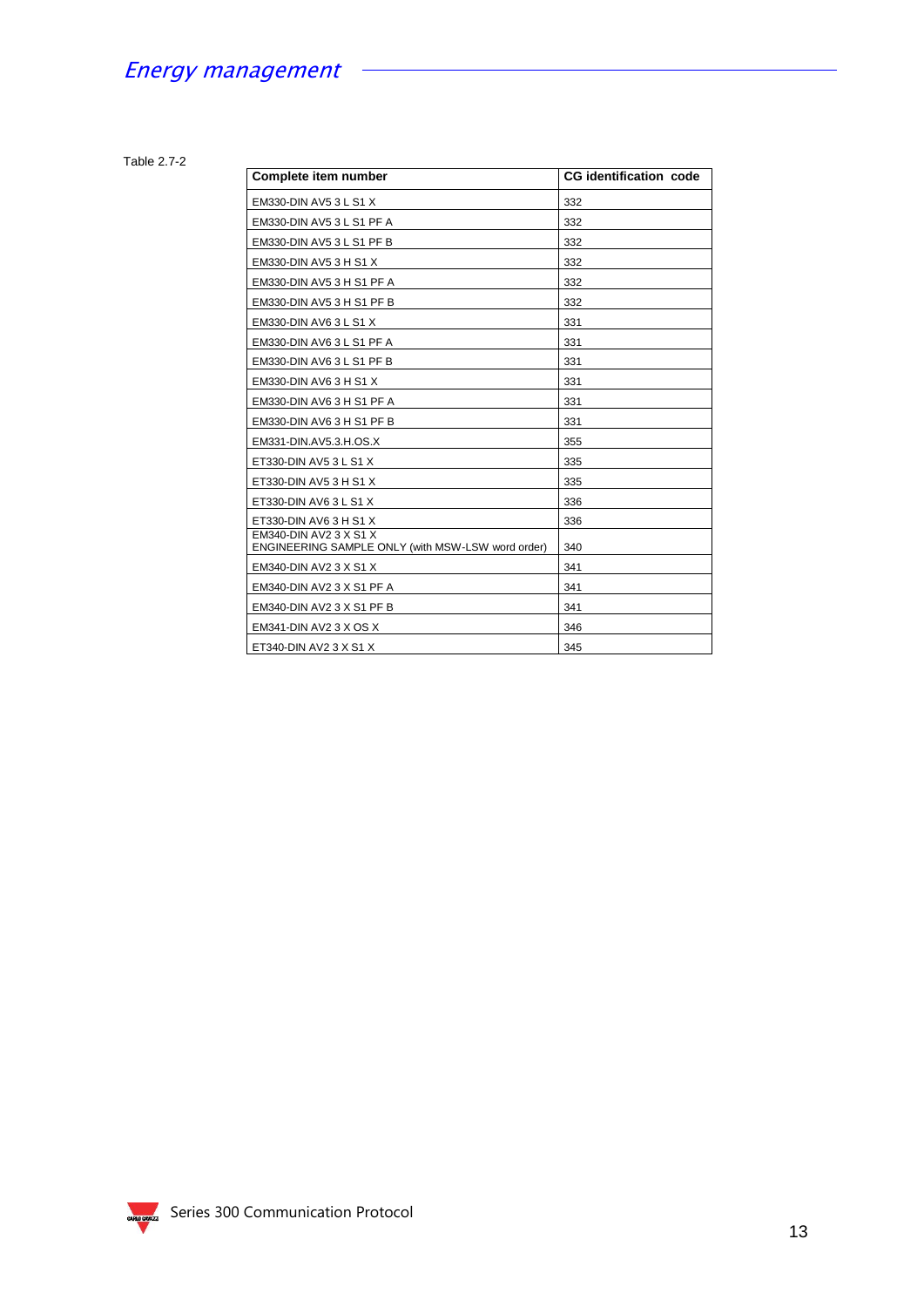Table 2.7-2

| Complete item number | CG identification code |
|---|---|
| EM330-DIN AV5 3 L S1 X | 332 |
| EM330-DIN AV5 3 L S1 PF A | 332 |
| EM330-DIN AV5 3 L S1 PF B | 332 |
| EM330-DIN AV5 3 H S1 X | 332 |
| EM330-DIN AV5 3 H S1 PF A | 332 |
| EM330-DIN AV5 3 H S1 PF B | 332 |
| EM330-DIN AV6 3 L S1 X | 331 |
| EM330-DIN AV6 3 L S1 PF A | 331 |
| EM330-DIN AV6 3 L S1 PF B | 331 |
| EM330-DIN AV6 3 H S1 X | 331 |
| EM330-DIN AV6 3 H S1 PF A | 331 |
| EM330-DIN AV6 3 H S1 PF B | 331 |
| EM331-DIN.AV5.3.H.OS.X | 355 |
| ET330-DIN AV5 3 L S1 X | 335 |
| ET330-DIN AV5 3 H S1 X | 335 |
| ET330-DIN AV6 3 L S1 X | 336 |
| ET330-DIN AV6 3 H S1 X | 336 |
| EM340-DIN AV2 3 X S1 X ENGINEERING SAMPLE ONLY (with MSW-LSW word order) | 340 |
| EM340-DIN AV2 3 X S1 X | 341 |
| EM340-DIN AV2 3 X S1 PF A | 341 |
| EM340-DIN AV2 3 X S1 PF B | 341 |
| EM341-DIN AV2 3 X OS X | 346 |
| ET340-DIN AV2 3 X S1 X | 345 |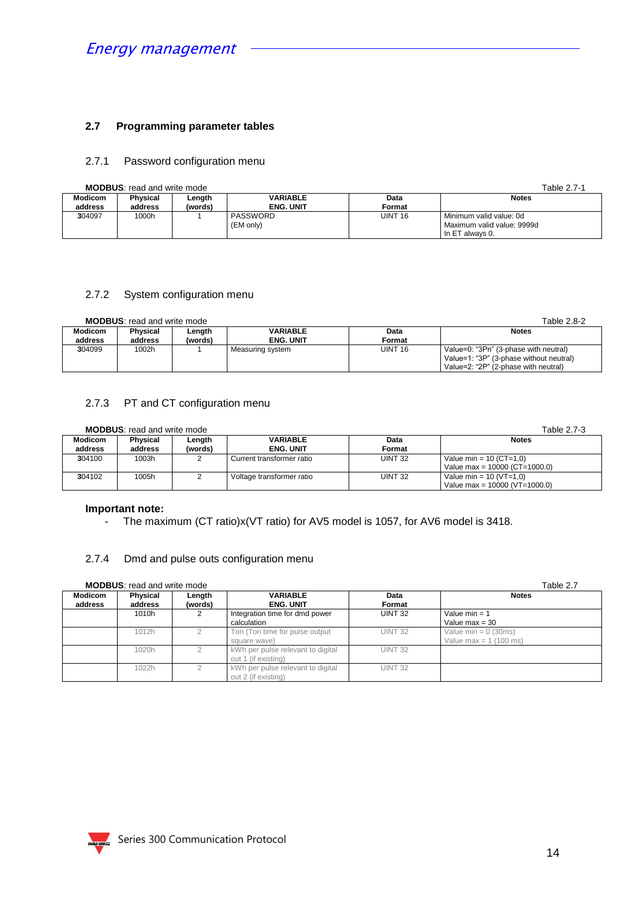## 2.7 Programming parameter tables

### 2.7.1 Password configuration menu

**MODBUS**: read and write mode

Table 2.7-1

| Modicom address | Physical address | Length (words) | VARIABLE ENG. UNIT | Data Format | Notes |
|---|---|---|---|---|---|
| 304097 | 1000h | 1 | PASSWORD (EM only) | UINT 16 | Minimum valid value: 0d<br>Maximum valid value: 9999d<br>In ET always 0. |

### 2.7.2 System configuration menu

**MODBUS**: read and write mode

Table 2.8-2

| Modicom address | Physical address | Length (words) | VARIABLE ENG. UNIT | Data Format | Notes |
|---|---|---|---|---|---|
| 304099 | 1002h | 1 | Measuring system | UINT 16 | Value=0: "3Pn" (3-phase with neutral)<br>Value=1: "3P" (3-phase without neutral)<br>Value=2: "2P" (2-phase with neutral) |

### 2.7.3 PT and CT configuration menu

**MODBUS**: read and write mode

Table 2.7-3

| Modicom address | Physical address | Length (words) | VARIABLE ENG. UNIT | Data Format | Notes |
|---|---|---|---|---|---|
| 304100 | 1003h | 2 | Current transformer ratio | UINT 32 | Value min = 10 (CT=1,0)<br>Value max = 10000 (CT=1000.0) |
| 304102 | 1005h | 2 | Voltage transformer ratio | UINT 32 | Value min = 10 (VT=1,0)<br>Value max = 10000 (VT=1000.0) |

**Important note:**

- The maximum (CT ratio)x(VT ratio) for AV5 model is 1057, for AV6 model is 3418.

### 2.7.4 Dmd and pulse outs configuration menu

**MODBUS**: read and write mode

Table 2.7

| Modicom address | Physical address | Length (words) | VARIABLE ENG. UNIT | Data Format | Notes |
|---|---|---|---|---|---|
| | 1010h | 2 | Integration time for dmd power calculation | UINT 32 | Value min = 1<br>Value max = 30 |
| | 1012h | 2 | Ton (Ton time for pulse output square wave) | UINT 32 | Value min = 0 (30ms)<br>Value max = 1 (100 ms) |
| | 1020h | 2 | kWh per pulse relevant to digital out 1 (if existing) | UINT 32 | |
| | 1022h | 2 | kWh per pulse relevant to digital out 2 (if existing) | UINT 32 | |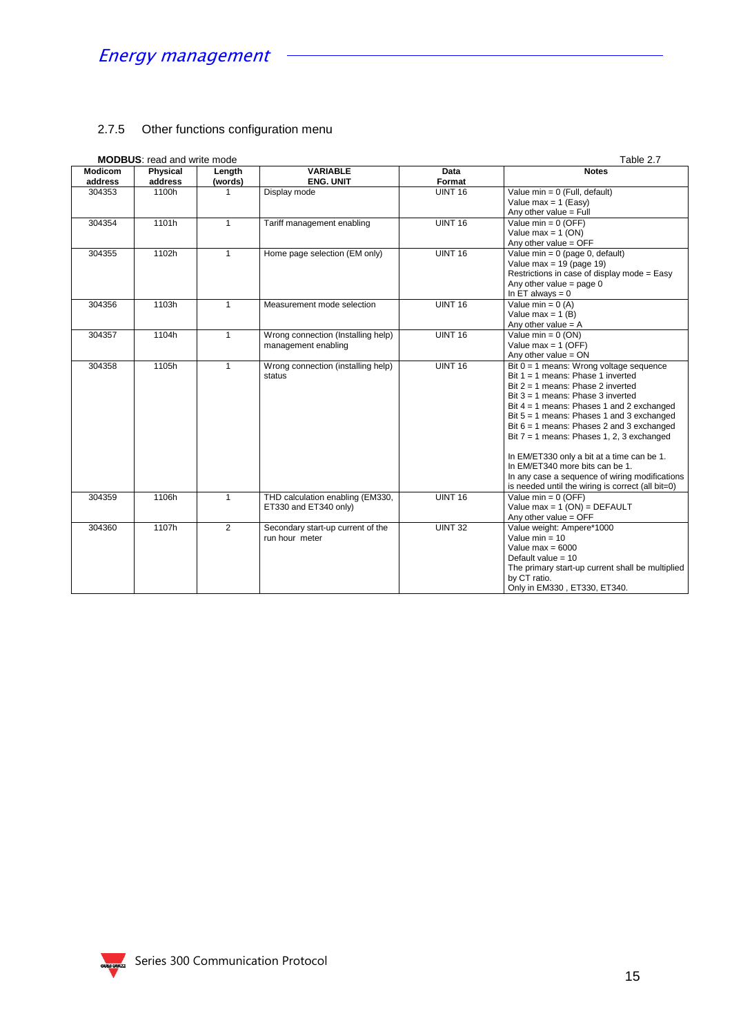### 2.7.5 Other functions configuration menu

**MODBUS**: read and write mode

Table 2.7

| Modicom address | Physical address | Length (words) | VARIABLE ENG. UNIT | Data Format | Notes |
|---|---|---|---|---|---|
| 304353 | 1100h | 1 | Display mode | UINT 16 | Value min = 0 (Full, default)<br>Value max = 1 (Easy)<br>Any other value = Full |
| 304354 | 1101h | 1 | Tariff management enabling | UINT 16 | Value min = 0 (OFF)<br>Value max = 1 (ON)<br>Any other value = OFF |
| 304355 | 1102h | 1 | Home page selection (EM only) | UINT 16 | Value min = 0 (page 0, default)<br>Value max = 19 (page 19)<br>Restrictions in case of display mode = Easy<br>Any other value = page 0<br>In ET always = 0 |
| 304356 | 1103h | 1 | Measurement mode selection | UINT 16 | Value min = 0 (A)<br>Value max = 1 (B)<br>Any other value = A |
| 304357 | 1104h | 1 | Wrong connection (Installing help) management enabling | UINT 16 | Value min = 0 (ON)<br>Value max = 1 (OFF)<br>Any other value = ON |
| 304358 | 1105h | 1 | Wrong connection (installing help) status | UINT 16 | Bit 0 = 1 means: Wrong voltage sequence<br>Bit 1 = 1 means: Phase 1 inverted<br>Bit 2 = 1 means: Phase 2 inverted<br>Bit 3 = 1 means: Phase 3 inverted<br>Bit 4 = 1 means: Phases 1 and 2 exchanged<br>Bit 5 = 1 means: Phases 1 and 3 exchanged<br>Bit 6 = 1 means: Phases 2 and 3 exchanged<br>Bit 7 = 1 means: Phases 1, 2, 3 exchanged<br><br>In EM/ET330 only a bit at a time can be 1.<br>In EM/ET340 more bits can be 1.<br>In any case a sequence of wiring modifications is needed until the wiring is correct (all bit=0) |
| 304359 | 1106h | 1 | THD calculation enabling (EM330, ET330 and ET340 only) | UINT 16 | Value min = 0 (OFF)<br>Value max = 1 (ON) = DEFAULT<br>Any other value = OFF |
| 304360 | 1107h | 2 | Secondary start-up current of the run hour meter | UINT 32 | Value weight: Ampere*1000<br>Value min = 10<br>Value max = 6000<br>Default value = 10<br>The primary start-up current shall be multiplied by CT ratio.<br>Only in EM330 , ET330, ET340. |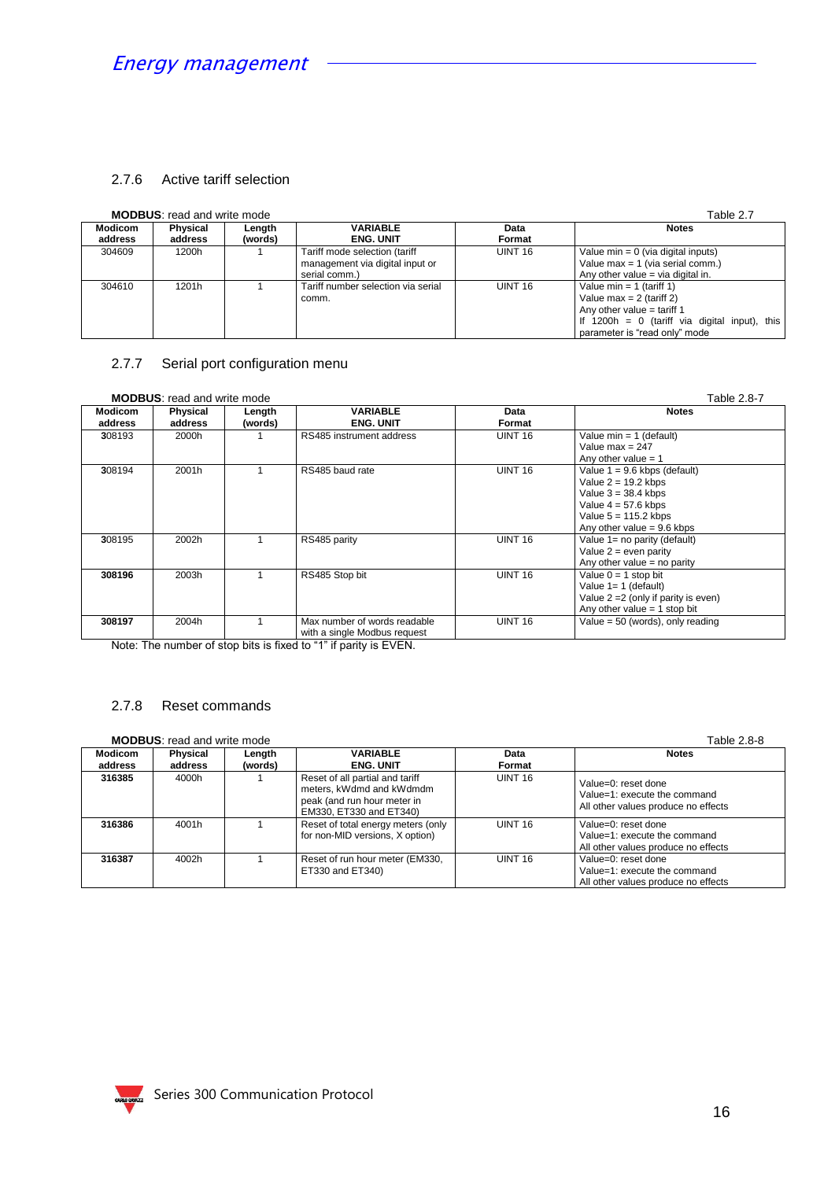### 2.7.6 Active tariff selection

**MODBUS**: read and write mode

Table 2.7

| Modicom address | Physical address | Length (words) | VARIABLE ENG. UNIT | Data Format | Notes |
|---|---|---|---|---|---|
| 304609 | 1200h | 1 | Tariff mode selection (tariff management via digital input or serial comm.) | UINT 16 | Value min = 0 (via digital inputs)<br>Value max = 1 (via serial comm.)<br>Any other value = via digital in. |
| 304610 | 1201h | 1 | Tariff number selection via serial comm. | UINT 16 | Value min = 1 (tariff 1)<br>Value max = 2 (tariff 2)<br>Any other value = tariff 1<br>If 1200h = 0 (tariff via digital input), this parameter is "read only" mode |

### 2.7.7 Serial port configuration menu

**MODBUS**: read and write mode

Table 2.8-7

| Modicom address | Physical address | Length (words) | VARIABLE ENG. UNIT | Data Format | Notes |
|---|---|---|---|---|---|
| 308193 | 2000h | 1 | RS485 instrument address | UINT 16 | Value min = 1 (default)<br>Value max = 247<br>Any other value = 1 |
| 308194 | 2001h | 1 | RS485 baud rate | UINT 16 | Value 1 = 9.6 kbps (default)<br>Value 2 = 19.2 kbps<br>Value 3 = 38.4 kbps<br>Value 4 = 57.6 kbps<br>Value 5 = 115.2 kbps<br>Any other value = 9.6 kbps |
| 308195 | 2002h | 1 | RS485 parity | UINT 16 | Value 1= no parity (default)<br>Value 2 = even parity<br>Any other value = no parity |
| **308196** | 2003h | 1 | RS485 Stop bit | UINT 16 | Value 0 = 1 stop bit<br>Value 1= 1 (default)<br>Value 2 =2 (only if parity is even)<br>Any other value = 1 stop bit |
| **308197** | 2004h | 1 | Max number of words readable with a single Modbus request | UINT 16 | Value = 50 (words), only reading |

Note: The number of stop bits is fixed to "1" if parity is EVEN.

### 2.7.8 Reset commands

**MODBUS**: read and write mode

Table 2.8-8

| Modicom address | Physical address | Length (words) | VARIABLE ENG. UNIT | Data Format | Notes |
|---|---|---|---|---|---|
| **316385** | 4000h | 1 | Reset of all partial and tariff meters, kWdmd and kWdmdm peak (and run hour meter in EM330, ET330 and ET340) | UINT 16 | Value=0: reset done<br>Value=1: execute the command<br>All other values produce no effects |
| **316386** | 4001h | 1 | Reset of total energy meters (only for non-MID versions, X option) | UINT 16 | Value=0: reset done<br>Value=1: execute the command<br>All other values produce no effects |
| **316387** | 4002h | 1 | Reset of run hour meter (EM330, ET330 and ET340) | UINT 16 | Value=0: reset done<br>Value=1: execute the command<br>All other values produce no effects |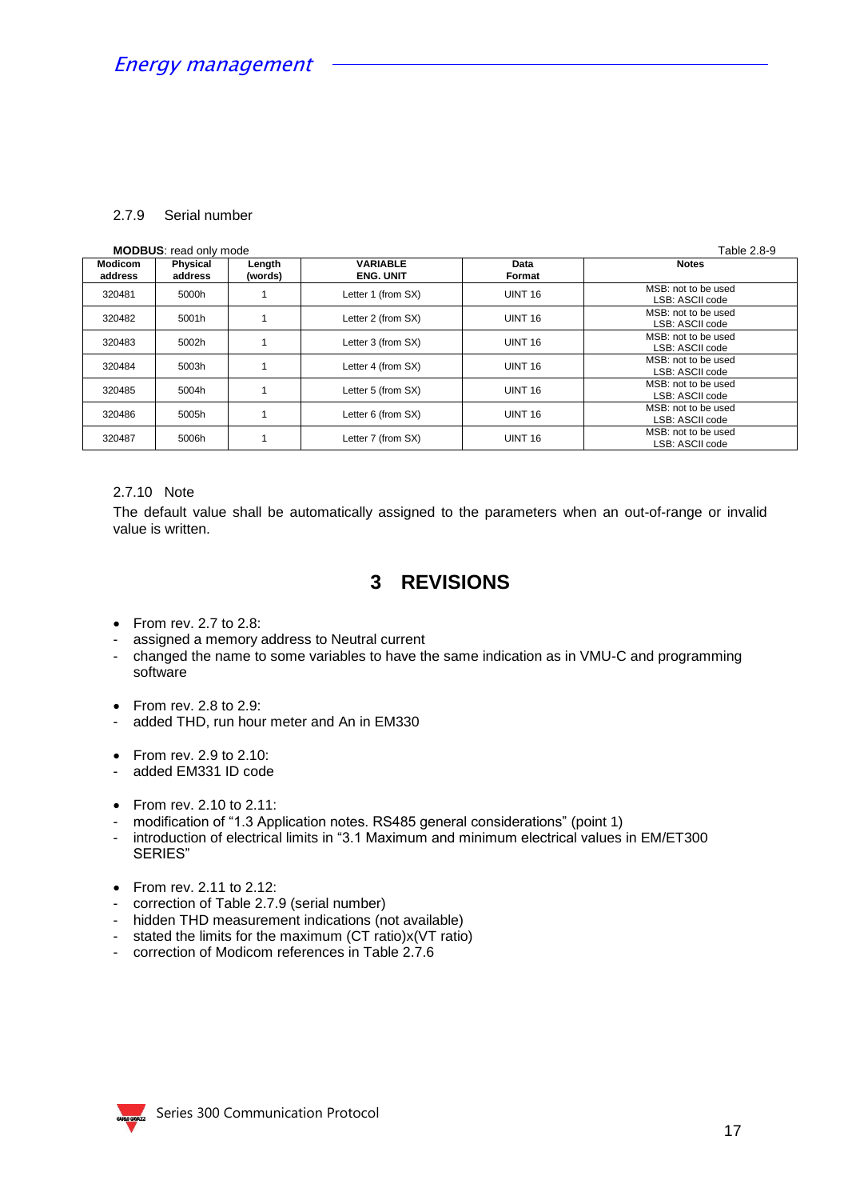### 2.7.9 Serial number

**MODBUS**: read only mode

Table 2.8-9

| Modicom address | Physical address | Length (words) | VARIABLE ENG. UNIT | Data Format | Notes |
|---|---|---|---|---|---|
| 320481 | 5000h | 1 | Letter 1 (from SX) | UINT 16 | MSB: not to be used LSB: ASCII code |
| 320482 | 5001h | 1 | Letter 2 (from SX) | UINT 16 | MSB: not to be used LSB: ASCII code |
| 320483 | 5002h | 1 | Letter 3 (from SX) | UINT 16 | MSB: not to be used LSB: ASCII code |
| 320484 | 5003h | 1 | Letter 4 (from SX) | UINT 16 | MSB: not to be used LSB: ASCII code |
| 320485 | 5004h | 1 | Letter 5 (from SX) | UINT 16 | MSB: not to be used LSB: ASCII code |
| 320486 | 5005h | 1 | Letter 6 (from SX) | UINT 16 | MSB: not to be used LSB: ASCII code |
| 320487 | 5006h | 1 | Letter 7 (from SX) | UINT 16 | MSB: not to be used LSB: ASCII code |

### 2.7.10 Note

The default value shall be automatically assigned to the parameters when an out-of-range or invalid value is written.

# 3 REVISIONS

- From rev. 2.7 to 2.8:
- assigned a memory address to Neutral current
- changed the name to some variables to have the same indication as in VMU-C and programming software

- From rev. 2.8 to 2.9:
- added THD, run hour meter and An in EM330

- From rev. 2.9 to 2.10:
- added EM331 ID code

- From rev. 2.10 to 2.11:
- modification of "1.3 Application notes. RS485 general considerations" (point 1)
- introduction of electrical limits in "3.1 Maximum and minimum electrical values in EM/ET300 SERIES"

- From rev. 2.11 to 2.12:
- correction of Table 2.7.9 (serial number)
- hidden THD measurement indications (not available)
- stated the limits for the maximum (CT ratio)x(VT ratio)
- correction of Modicom references in Table 2.7.6